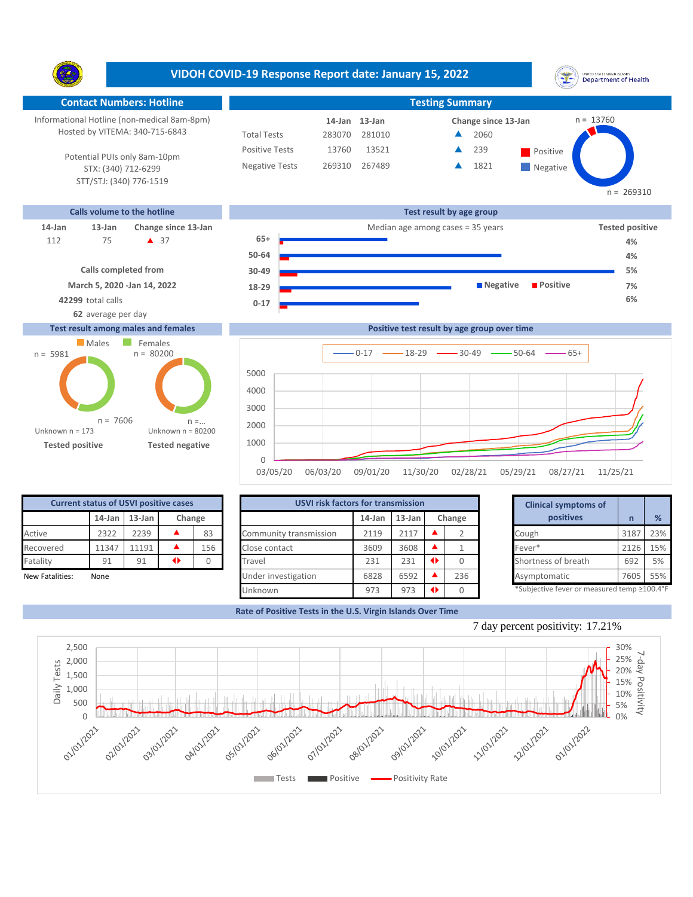# VIDOH COVID-19 Response Report date: January 15, 2022

## Contact Numbers: Hotline

Informational Hotline (non-medical 8am-8pm)
Hosted by VITEMA: 340-715-6843

Potential PUIs only 8am-10pm
STX: (340) 712-6299
STT/STJ: (340) 776-1519

## Testing Summary

| | 14-Jan | 13-Jan | Change since 13-Jan |
|---|---|---|---|
| Total Tests | 283070 | 281010 | ▲ 2060 |
| Positive Tests | 13760 | 13521 | ▲ 239 |
| Negative Tests | 269310 | 267489 | ▲ 1821 |

Positive n = 13760; Negative n = 269310

## Calls volume to the hotline

| 14-Jan | 13-Jan | Change since 13-Jan |
|---|---|---|
| 112 | 75 | ▲ 37 |

Calls completed from
March 5, 2020 -Jan 14, 2022
**42299** total calls
**62** average per day

## Test result by age group

Median age among cases = 35 years

| Age group | Tested positive |
|---|---|
| 65+ | 4% |
| 50-64 | 4% |
| 30-49 | 5% |
| 18-29 | 7% |
| 0-17 | 6% |

## Test result among males and females

Tested positive: Males n = 5981; Females n = 7606; Unknown n = 173

Tested negative: Males n = 80200; Females n =...; Unknown n = 80200

## Positive test result by age group over time

Series: 0-17, 18-29, 30-49, 50-64, 65+ (03/05/20 to 11/25/21)

## Current status of USVI positive cases

| | 14-Jan | 13-Jan | Change | |
|---|---|---|---|---|
| Active | 2322 | 2239 | ▲ | 83 |
| Recovered | 11347 | 11191 | ▲ | 156 |
| Fatality | 91 | 91 | ◆ | 0 |

New Fatalities: None

## USVI risk factors for transmission

| | 14-Jan | 13-Jan | Change | |
|---|---|---|---|---|
| Community transmission | 2119 | 2117 | ▲ | 2 |
| Close contact | 3609 | 3608 | ▲ | 1 |
| Travel | 231 | 231 | ◆ | 0 |
| Under investigation | 6828 | 6592 | ▲ | 236 |
| Unknown | 973 | 973 | ◆ | 0 |

## Clinical symptoms of positives

| Clinical symptoms of positives | n | % |
|---|---|---|
| Cough | 3187 | 23% |
| Fever* | 2126 | 15% |
| Shortness of breath | 692 | 5% |
| Asymptomatic | 7605 | 55% |

*Subjective fever or measured temp ≥100.4°F

## Rate of Positive Tests in the U.S. Virgin Islands Over Time

7 day percent positivity: 17.21%

Legend: Tests, Positive, Positivity Rate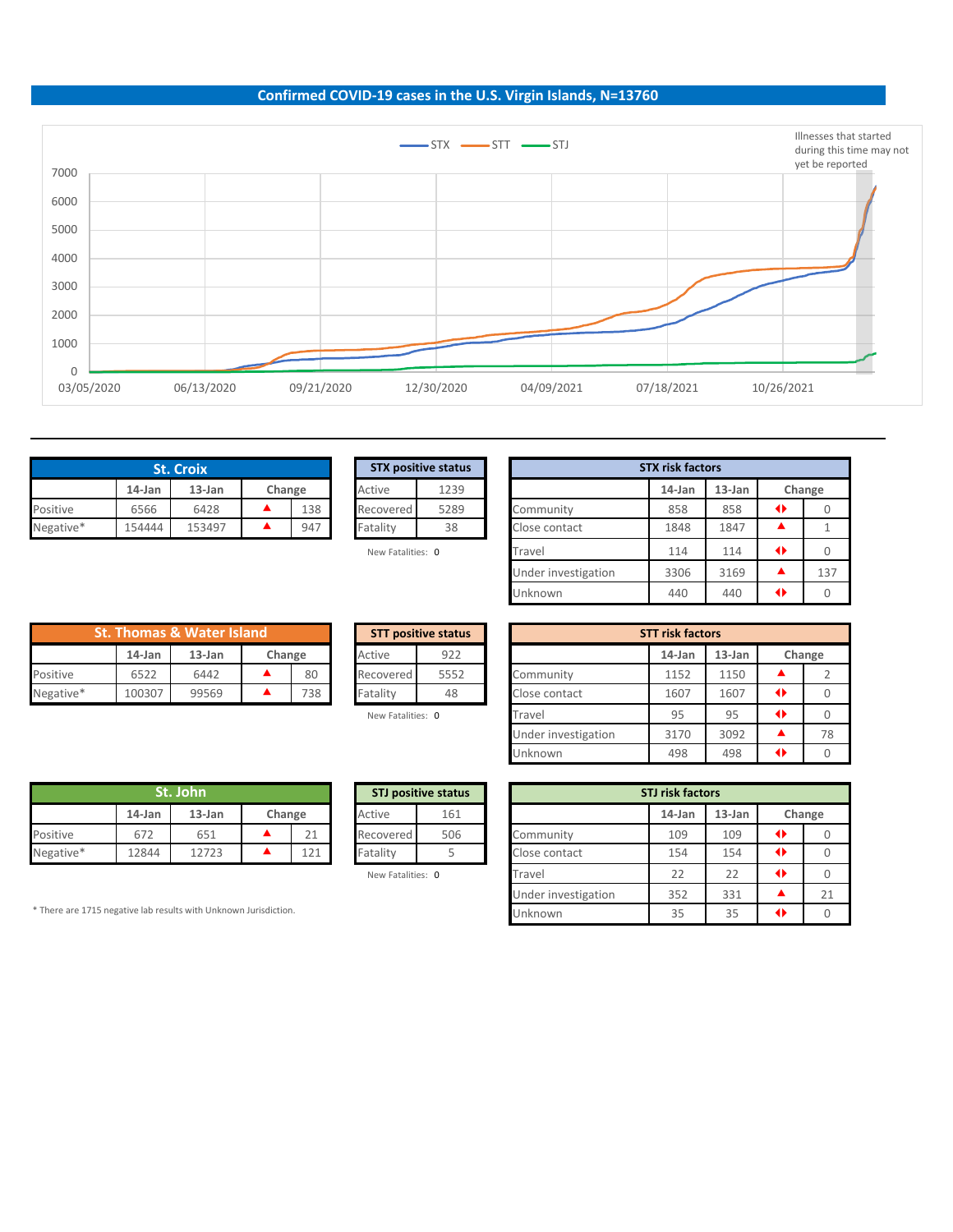## Confirmed COVID-19 cases in the U.S. Virgin Islands, N=13760

STX STT STJ

Illnesses that started during this time may not yet be reported

7000
6000
5000
4000
3000
2000
1000
0

03/05/2020 06/13/2020 09/21/2020 12/30/2020 04/09/2021 07/18/2021 10/26/2021

| St. Croix | 14-Jan | 13-Jan | Change | |
|---|---|---|---|---|
| Positive | 6566 | 6428 | ▲ | 138 |
| Negative* | 154444 | 153497 | ▲ | 947 |

| STX positive status | |
|---|---|
| Active | 1239 |
| Recovered | 5289 |
| Fatality | 38 |

New Fatalities: 0

| STX risk factors | 14-Jan | 13-Jan | Change | |
|---|---|---|---|---|
| Community | 858 | 858 | ◆ | 0 |
| Close contact | 1848 | 1847 | ▲ | 1 |
| Travel | 114 | 114 | ◆ | 0 |
| Under investigation | 3306 | 3169 | ▲ | 137 |
| Unknown | 440 | 440 | ◆ | 0 |

| St. Thomas & Water Island | 14-Jan | 13-Jan | Change | |
|---|---|---|---|---|
| Positive | 6522 | 6442 | ▲ | 80 |
| Negative* | 100307 | 99569 | ▲ | 738 |

| STT positive status | |
|---|---|
| Active | 922 |
| Recovered | 5552 |
| Fatality | 48 |

New Fatalities: 0

| STT risk factors | 14-Jan | 13-Jan | Change | |
|---|---|---|---|---|
| Community | 1152 | 1150 | ▲ | 2 |
| Close contact | 1607 | 1607 | ◆ | 0 |
| Travel | 95 | 95 | ◆ | 0 |
| Under investigation | 3170 | 3092 | ▲ | 78 |
| Unknown | 498 | 498 | ◆ | 0 |

| St. John | 14-Jan | 13-Jan | Change | |
|---|---|---|---|---|
| Positive | 672 | 651 | ▲ | 21 |
| Negative* | 12844 | 12723 | ▲ | 121 |

| STJ positive status | |
|---|---|
| Active | 161 |
| Recovered | 506 |
| Fatality | 5 |

New Fatalities: 0

| STJ risk factors | 14-Jan | 13-Jan | Change | |
|---|---|---|---|---|
| Community | 109 | 109 | ◆ | 0 |
| Close contact | 154 | 154 | ◆ | 0 |
| Travel | 22 | 22 | ◆ | 0 |
| Under investigation | 352 | 331 | ▲ | 21 |
| Unknown | 35 | 35 | ◆ | 0 |

* There are 1715 negative lab results with Unknown Jurisdiction.